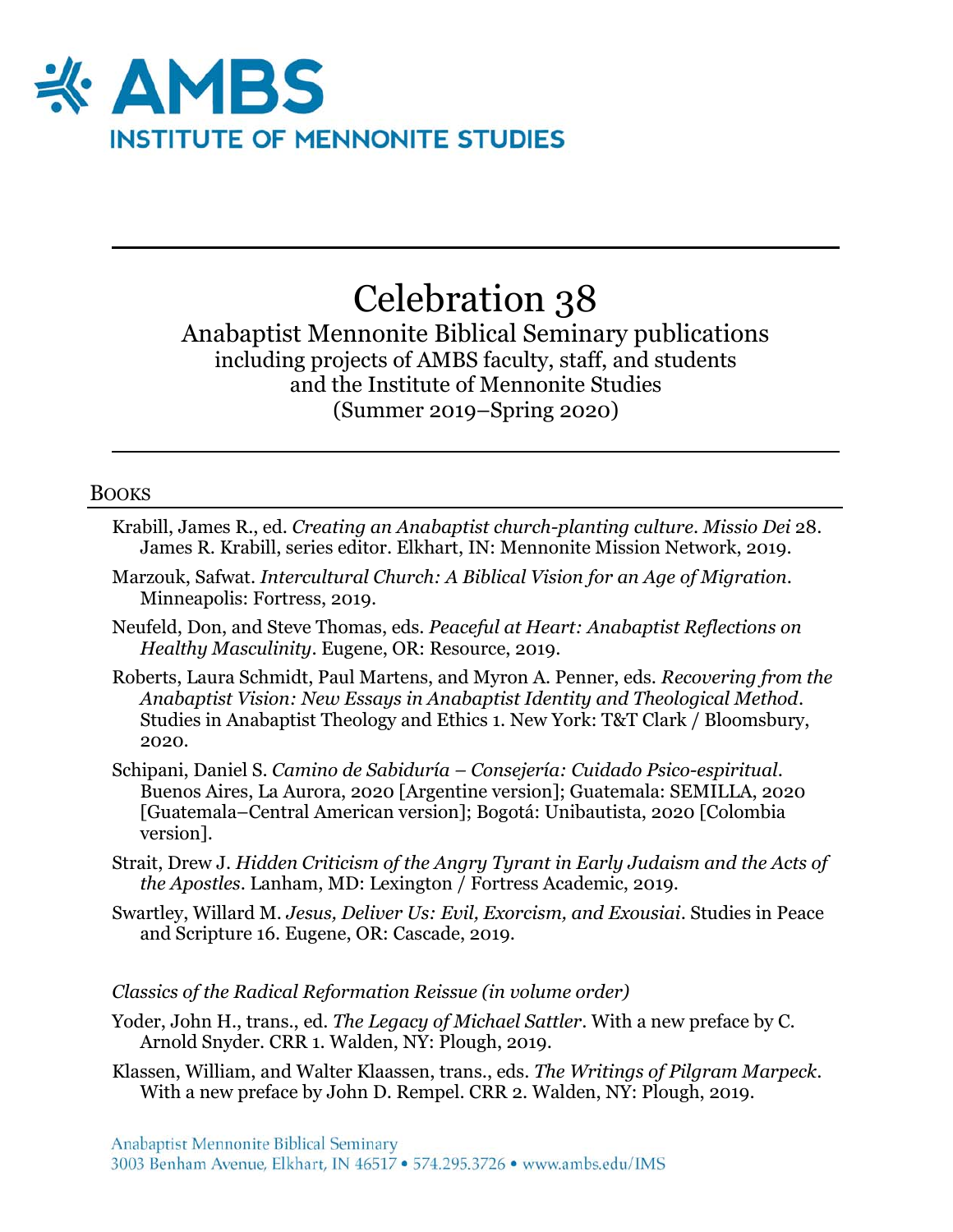# AMBS INSTITUTE OF MENNONITE STUDIES

# Celebration 38

Anabaptist Mennonite Biblical Seminary publications
including projects of AMBS faculty, staff, and students
and the Institute of Mennonite Studies
(Summer 2019–Spring 2020)

## BOOKS

Krabill, James R., ed. *Creating an Anabaptist church-planting culture*. *Missio Dei* 28. James R. Krabill, series editor. Elkhart, IN: Mennonite Mission Network, 2019.

Marzouk, Safwat. *Intercultural Church: A Biblical Vision for an Age of Migration*. Minneapolis: Fortress, 2019.

Neufeld, Don, and Steve Thomas, eds. *Peaceful at Heart: Anabaptist Reflections on Healthy Masculinity*. Eugene, OR: Resource, 2019.

Roberts, Laura Schmidt, Paul Martens, and Myron A. Penner, eds. *Recovering from the Anabaptist Vision: New Essays in Anabaptist Identity and Theological Method*. Studies in Anabaptist Theology and Ethics 1. New York: T&T Clark / Bloomsbury, 2020.

Schipani, Daniel S. *Camino de Sabiduría – Consejería: Cuidado Psico-espiritual*. Buenos Aires, La Aurora, 2020 [Argentine version]; Guatemala: SEMILLA, 2020 [Guatemala–Central American version]; Bogotá: Unibautista, 2020 [Colombia version].

Strait, Drew J. *Hidden Criticism of the Angry Tyrant in Early Judaism and the Acts of the Apostles*. Lanham, MD: Lexington / Fortress Academic, 2019.

Swartley, Willard M. *Jesus, Deliver Us: Evil, Exorcism, and Exousiai*. Studies in Peace and Scripture 16. Eugene, OR: Cascade, 2019.

*Classics of the Radical Reformation Reissue (in volume order)*

Yoder, John H., trans., ed. *The Legacy of Michael Sattler*. With a new preface by C. Arnold Snyder. CRR 1. Walden, NY: Plough, 2019.

Klassen, William, and Walter Klaassen, trans., eds. *The Writings of Pilgram Marpeck*. With a new preface by John D. Rempel. CRR 2. Walden, NY: Plough, 2019.

Anabaptist Mennonite Biblical Seminary
3003 Benham Avenue, Elkhart, IN 46517 • 574.295.3726 • www.ambs.edu/IMS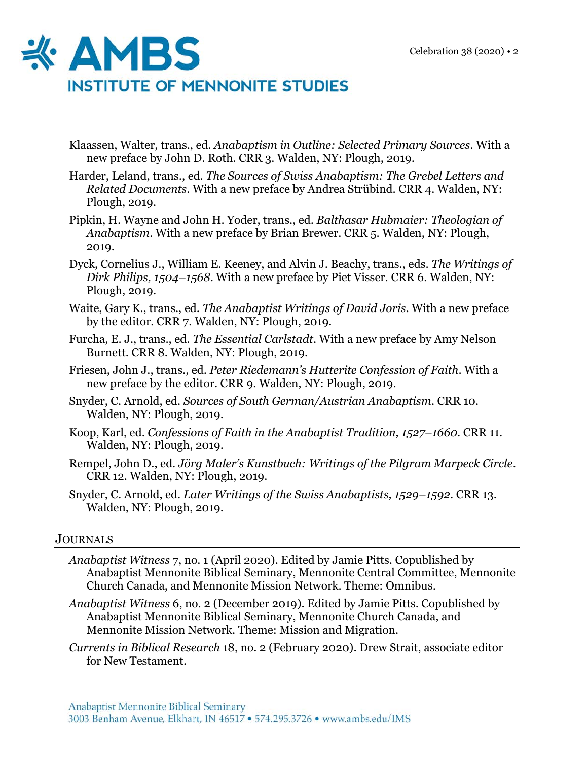Klaassen, Walter, trans., ed. *Anabaptism in Outline: Selected Primary Sources*. With a new preface by John D. Roth. CRR 3. Walden, NY: Plough, 2019.

Harder, Leland, trans., ed. *The Sources of Swiss Anabaptism: The Grebel Letters and Related Documents*. With a new preface by Andrea Strübind. CRR 4. Walden, NY: Plough, 2019.

Pipkin, H. Wayne and John H. Yoder, trans., ed. *Balthasar Hubmaier: Theologian of Anabaptism*. With a new preface by Brian Brewer. CRR 5. Walden, NY: Plough, 2019.

Dyck, Cornelius J., William E. Keeney, and Alvin J. Beachy, trans., eds. *The Writings of Dirk Philips, 1504–1568*. With a new preface by Piet Visser. CRR 6. Walden, NY: Plough, 2019.

Waite, Gary K., trans., ed. *The Anabaptist Writings of David Joris*. With a new preface by the editor. CRR 7. Walden, NY: Plough, 2019.

Furcha, E. J., trans., ed. *The Essential Carlstadt*. With a new preface by Amy Nelson Burnett. CRR 8. Walden, NY: Plough, 2019.

Friesen, John J., trans., ed. *Peter Riedemann's Hutterite Confession of Faith*. With a new preface by the editor. CRR 9. Walden, NY: Plough, 2019.

Snyder, C. Arnold, ed. *Sources of South German/Austrian Anabaptism*. CRR 10. Walden, NY: Plough, 2019.

Koop, Karl, ed. *Confessions of Faith in the Anabaptist Tradition, 1527–1660*. CRR 11. Walden, NY: Plough, 2019.

Rempel, John D., ed. *Jörg Maler's Kunstbuch: Writings of the Pilgram Marpeck Circle*. CRR 12. Walden, NY: Plough, 2019.

Snyder, C. Arnold, ed. *Later Writings of the Swiss Anabaptists, 1529–1592*. CRR 13. Walden, NY: Plough, 2019.

## Journals

*Anabaptist Witness* 7, no. 1 (April 2020). Edited by Jamie Pitts. Copublished by Anabaptist Mennonite Biblical Seminary, Mennonite Central Committee, Mennonite Church Canada, and Mennonite Mission Network. Theme: Omnibus.

*Anabaptist Witness* 6, no. 2 (December 2019). Edited by Jamie Pitts. Copublished by Anabaptist Mennonite Biblical Seminary, Mennonite Church Canada, and Mennonite Mission Network. Theme: Mission and Migration.

*Currents in Biblical Research* 18, no. 2 (February 2020). Drew Strait, associate editor for New Testament.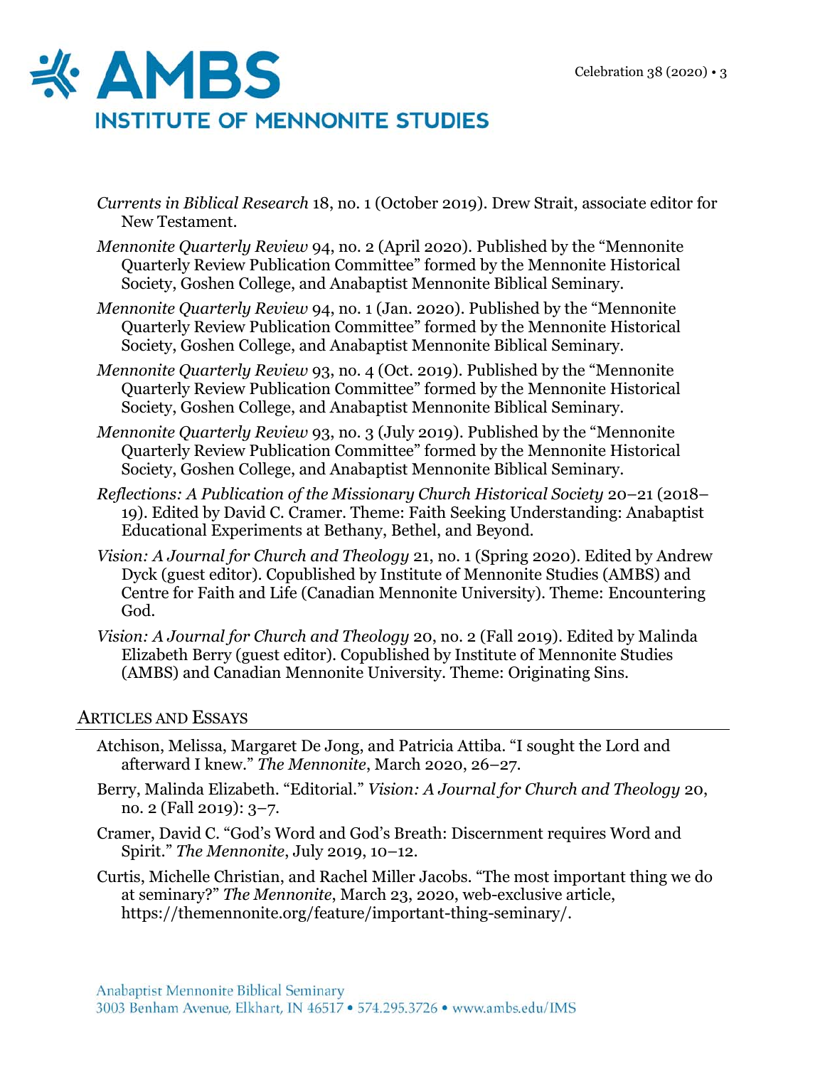*Currents in Biblical Research* 18, no. 1 (October 2019). Drew Strait, associate editor for New Testament.

*Mennonite Quarterly Review* 94, no. 2 (April 2020). Published by the "Mennonite Quarterly Review Publication Committee" formed by the Mennonite Historical Society, Goshen College, and Anabaptist Mennonite Biblical Seminary.

*Mennonite Quarterly Review* 94, no. 1 (Jan. 2020). Published by the "Mennonite Quarterly Review Publication Committee" formed by the Mennonite Historical Society, Goshen College, and Anabaptist Mennonite Biblical Seminary.

*Mennonite Quarterly Review* 93, no. 4 (Oct. 2019). Published by the "Mennonite Quarterly Review Publication Committee" formed by the Mennonite Historical Society, Goshen College, and Anabaptist Mennonite Biblical Seminary.

*Mennonite Quarterly Review* 93, no. 3 (July 2019). Published by the "Mennonite Quarterly Review Publication Committee" formed by the Mennonite Historical Society, Goshen College, and Anabaptist Mennonite Biblical Seminary.

*Reflections: A Publication of the Missionary Church Historical Society* 20–21 (2018–19). Edited by David C. Cramer. Theme: Faith Seeking Understanding: Anabaptist Educational Experiments at Bethany, Bethel, and Beyond.

*Vision: A Journal for Church and Theology* 21, no. 1 (Spring 2020). Edited by Andrew Dyck (guest editor). Copublished by Institute of Mennonite Studies (AMBS) and Centre for Faith and Life (Canadian Mennonite University). Theme: Encountering God.

*Vision: A Journal for Church and Theology* 20, no. 2 (Fall 2019). Edited by Malinda Elizabeth Berry (guest editor). Copublished by Institute of Mennonite Studies (AMBS) and Canadian Mennonite University. Theme: Originating Sins.

## Articles and Essays

Atchison, Melissa, Margaret De Jong, and Patricia Attiba. "I sought the Lord and afterward I knew." *The Mennonite*, March 2020, 26–27.

Berry, Malinda Elizabeth. "Editorial." *Vision: A Journal for Church and Theology* 20, no. 2 (Fall 2019): 3–7.

Cramer, David C. "God's Word and God's Breath: Discernment requires Word and Spirit." *The Mennonite*, July 2019, 10–12.

Curtis, Michelle Christian, and Rachel Miller Jacobs. "The most important thing we do at seminary?" *The Mennonite*, March 23, 2020, web-exclusive article, https://themennonite.org/feature/important-thing-seminary/.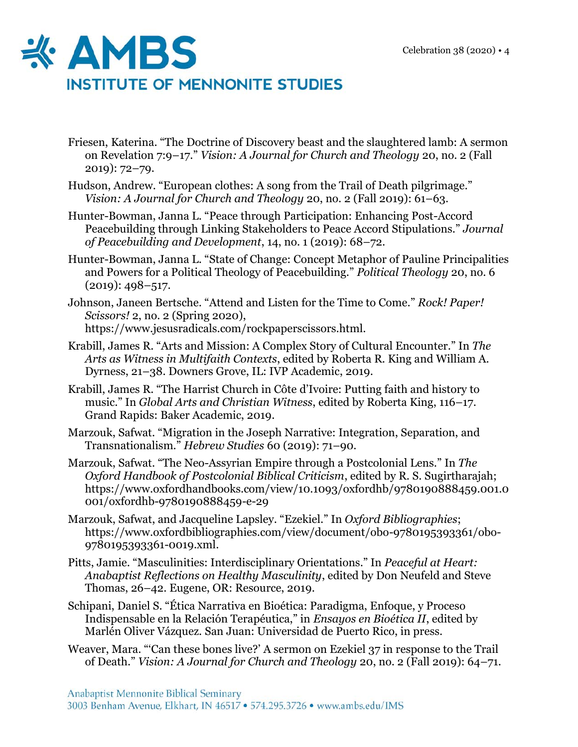Friesen, Katerina. “The Doctrine of Discovery beast and the slaughtered lamb: A sermon on Revelation 7:9–17.” *Vision: A Journal for Church and Theology* 20, no. 2 (Fall 2019): 72–79.

Hudson, Andrew. “European clothes: A song from the Trail of Death pilgrimage.” *Vision: A Journal for Church and Theology* 20, no. 2 (Fall 2019): 61–63.

Hunter-Bowman, Janna L. “Peace through Participation: Enhancing Post-Accord Peacebuilding through Linking Stakeholders to Peace Accord Stipulations.” *Journal of Peacebuilding and Development*, 14, no. 1 (2019): 68–72.

Hunter-Bowman, Janna L. “State of Change: Concept Metaphor of Pauline Principalities and Powers for a Political Theology of Peacebuilding.” *Political Theology* 20, no. 6 (2019): 498–517.

Johnson, Janeen Bertsche. “Attend and Listen for the Time to Come.” *Rock! Paper! Scissors!* 2, no. 2 (Spring 2020), https://www.jesusradicals.com/rockpaperscissors.html.

Krabill, James R. “Arts and Mission: A Complex Story of Cultural Encounter.” In *The Arts as Witness in Multifaith Contexts*, edited by Roberta R. King and William A. Dyrness, 21–38. Downers Grove, IL: IVP Academic, 2019.

Krabill, James R. “The Harrist Church in Côte d’Ivoire: Putting faith and history to music.” In *Global Arts and Christian Witness*, edited by Roberta King, 116–17. Grand Rapids: Baker Academic, 2019.

Marzouk, Safwat. “Migration in the Joseph Narrative: Integration, Separation, and Transnationalism.” *Hebrew Studies* 60 (2019): 71–90.

Marzouk, Safwat. “The Neo-Assyrian Empire through a Postcolonial Lens.” In *The Oxford Handbook of Postcolonial Biblical Criticism*, edited by R. S. Sugirtharajah; https://www.oxfordhandbooks.com/view/10.1093/oxfordhb/9780190888459.001.0001/oxfordhb-9780190888459-e-29

Marzouk, Safwat, and Jacqueline Lapsley. “Ezekiel.” In *Oxford Bibliographies*; https://www.oxfordbibliographies.com/view/document/obo-9780195393361/obo-9780195393361-0019.xml.

Pitts, Jamie. “Masculinities: Interdisciplinary Orientations.” In *Peaceful at Heart: Anabaptist Reflections on Healthy Masculinity*, edited by Don Neufeld and Steve Thomas, 26–42. Eugene, OR: Resource, 2019.

Schipani, Daniel S. “Ética Narrativa en Bioética: Paradigma, Enfoque, y Proceso Indispensable en la Relación Terapéutica,” in *Ensayos en Bioética II*, edited by Marlén Oliver Vázquez. San Juan: Universidad de Puerto Rico, in press.

Weaver, Mara. “‘Can these bones live?’ A sermon on Ezekiel 37 in response to the Trail of Death.” *Vision: A Journal for Church and Theology* 20, no. 2 (Fall 2019): 64–71.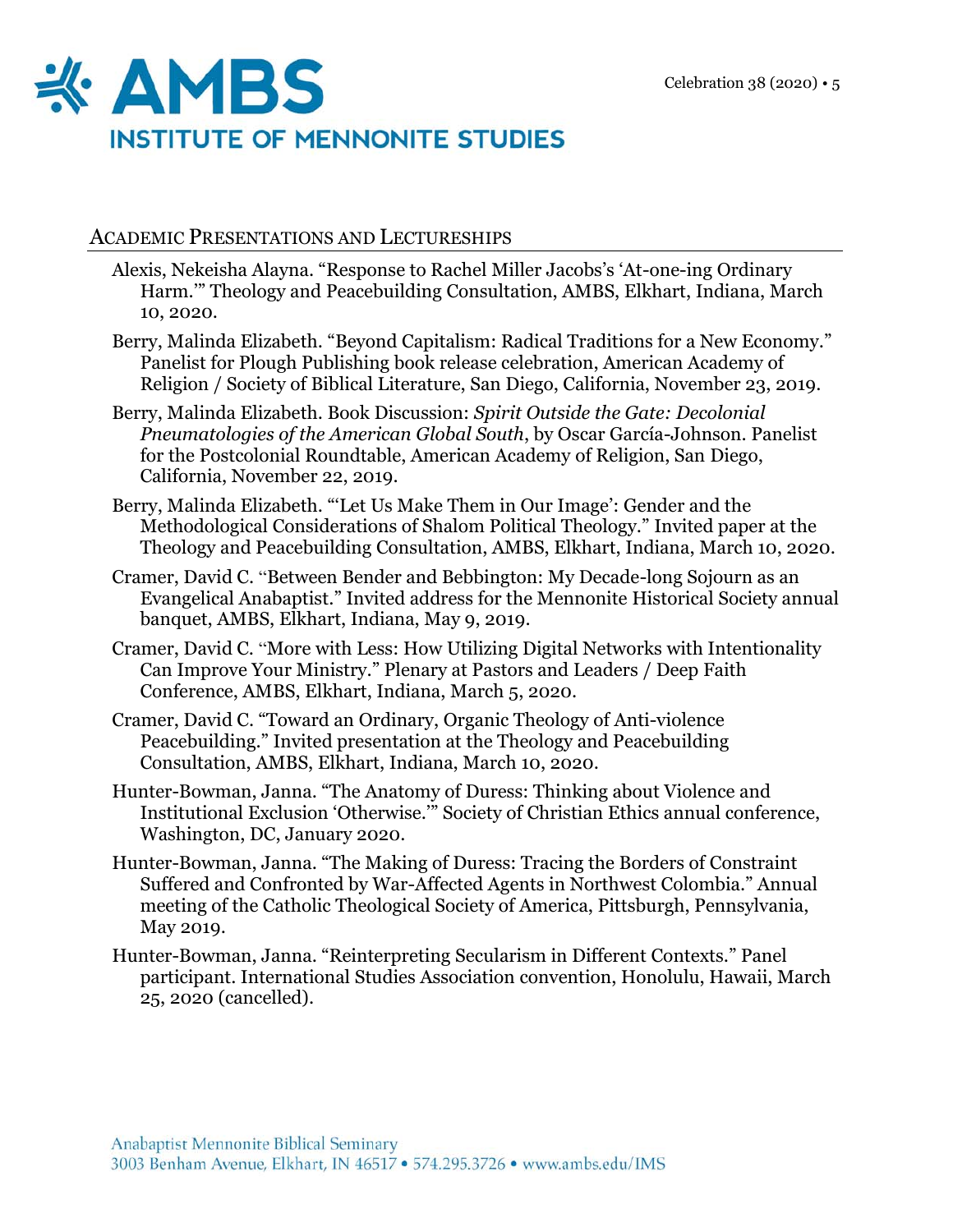## Academic Presentations and Lectureships

Alexis, Nekeisha Alayna. "Response to Rachel Miller Jacobs's 'At-one-ing Ordinary Harm.'" Theology and Peacebuilding Consultation, AMBS, Elkhart, Indiana, March 10, 2020.

Berry, Malinda Elizabeth. "Beyond Capitalism: Radical Traditions for a New Economy." Panelist for Plough Publishing book release celebration, American Academy of Religion / Society of Biblical Literature, San Diego, California, November 23, 2019.

Berry, Malinda Elizabeth. Book Discussion: *Spirit Outside the Gate: Decolonial Pneumatologies of the American Global South*, by Oscar García-Johnson. Panelist for the Postcolonial Roundtable, American Academy of Religion, San Diego, California, November 22, 2019.

Berry, Malinda Elizabeth. "'Let Us Make Them in Our Image': Gender and the Methodological Considerations of Shalom Political Theology." Invited paper at the Theology and Peacebuilding Consultation, AMBS, Elkhart, Indiana, March 10, 2020.

Cramer, David C. "Between Bender and Bebbington: My Decade-long Sojourn as an Evangelical Anabaptist." Invited address for the Mennonite Historical Society annual banquet, AMBS, Elkhart, Indiana, May 9, 2019.

Cramer, David C. "More with Less: How Utilizing Digital Networks with Intentionality Can Improve Your Ministry." Plenary at Pastors and Leaders / Deep Faith Conference, AMBS, Elkhart, Indiana, March 5, 2020.

Cramer, David C. "Toward an Ordinary, Organic Theology of Anti-violence Peacebuilding." Invited presentation at the Theology and Peacebuilding Consultation, AMBS, Elkhart, Indiana, March 10, 2020.

Hunter-Bowman, Janna. "The Anatomy of Duress: Thinking about Violence and Institutional Exclusion 'Otherwise.'" Society of Christian Ethics annual conference, Washington, DC, January 2020.

Hunter-Bowman, Janna. "The Making of Duress: Tracing the Borders of Constraint Suffered and Confronted by War-Affected Agents in Northwest Colombia." Annual meeting of the Catholic Theological Society of America, Pittsburgh, Pennsylvania, May 2019.

Hunter-Bowman, Janna. "Reinterpreting Secularism in Different Contexts." Panel participant. International Studies Association convention, Honolulu, Hawaii, March 25, 2020 (cancelled).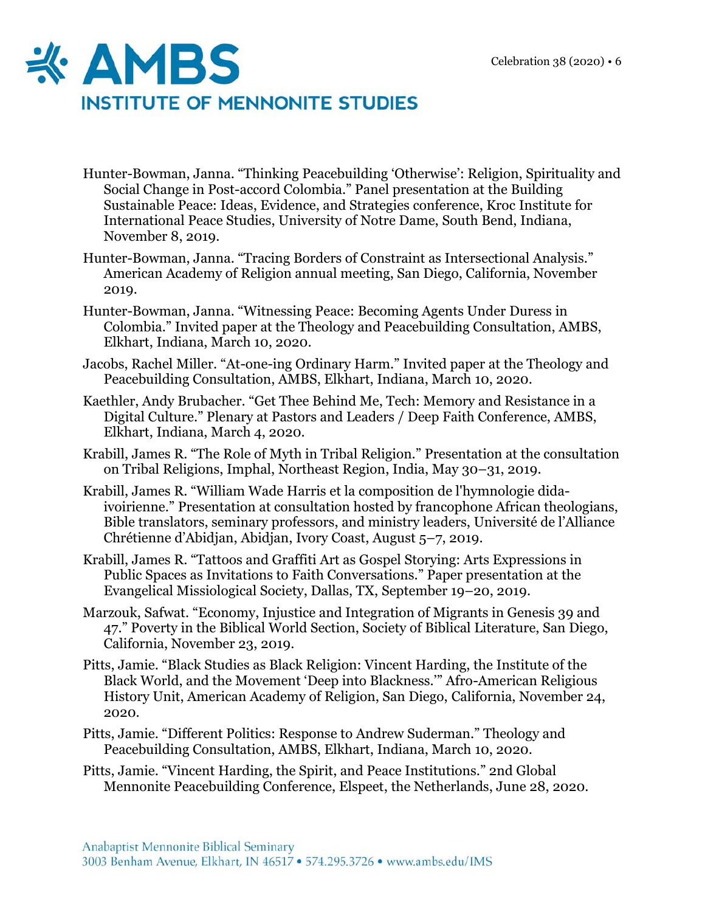Hunter-Bowman, Janna. "Thinking Peacebuilding 'Otherwise': Religion, Spirituality and Social Change in Post-accord Colombia." Panel presentation at the Building Sustainable Peace: Ideas, Evidence, and Strategies conference, Kroc Institute for International Peace Studies, University of Notre Dame, South Bend, Indiana, November 8, 2019.

Hunter-Bowman, Janna. "Tracing Borders of Constraint as Intersectional Analysis." American Academy of Religion annual meeting, San Diego, California, November 2019.

Hunter-Bowman, Janna. "Witnessing Peace: Becoming Agents Under Duress in Colombia." Invited paper at the Theology and Peacebuilding Consultation, AMBS, Elkhart, Indiana, March 10, 2020.

Jacobs, Rachel Miller. "At-one-ing Ordinary Harm." Invited paper at the Theology and Peacebuilding Consultation, AMBS, Elkhart, Indiana, March 10, 2020.

Kaethler, Andy Brubacher. "Get Thee Behind Me, Tech: Memory and Resistance in a Digital Culture." Plenary at Pastors and Leaders / Deep Faith Conference, AMBS, Elkhart, Indiana, March 4, 2020.

Krabill, James R. "The Role of Myth in Tribal Religion." Presentation at the consultation on Tribal Religions, Imphal, Northeast Region, India, May 30–31, 2019.

Krabill, James R. "William Wade Harris et la composition de l'hymnologie dida-ivoirienne." Presentation at consultation hosted by francophone African theologians, Bible translators, seminary professors, and ministry leaders, Université de l'Alliance Chrétienne d'Abidjan, Abidjan, Ivory Coast, August 5–7, 2019.

Krabill, James R. "Tattoos and Graffiti Art as Gospel Storying: Arts Expressions in Public Spaces as Invitations to Faith Conversations." Paper presentation at the Evangelical Missiological Society, Dallas, TX, September 19–20, 2019.

Marzouk, Safwat. "Economy, Injustice and Integration of Migrants in Genesis 39 and 47." Poverty in the Biblical World Section, Society of Biblical Literature, San Diego, California, November 23, 2019.

Pitts, Jamie. "Black Studies as Black Religion: Vincent Harding, the Institute of the Black World, and the Movement 'Deep into Blackness.'" Afro-American Religious History Unit, American Academy of Religion, San Diego, California, November 24, 2020.

Pitts, Jamie. "Different Politics: Response to Andrew Suderman." Theology and Peacebuilding Consultation, AMBS, Elkhart, Indiana, March 10, 2020.

Pitts, Jamie. "Vincent Harding, the Spirit, and Peace Institutions." 2nd Global Mennonite Peacebuilding Conference, Elspeet, the Netherlands, June 28, 2020.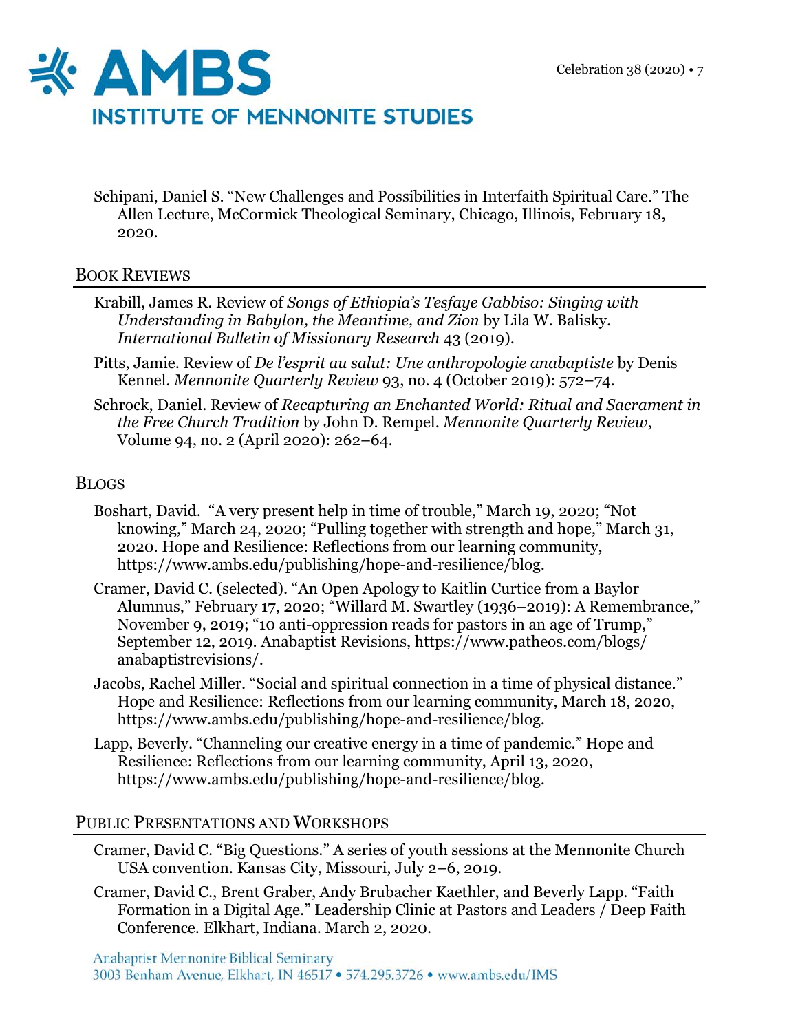Schipani, Daniel S. "New Challenges and Possibilities in Interfaith Spiritual Care." The Allen Lecture, McCormick Theological Seminary, Chicago, Illinois, February 18, 2020.

## Book Reviews

Krabill, James R. Review of *Songs of Ethiopia's Tesfaye Gabbiso: Singing with Understanding in Babylon, the Meantime, and Zion* by Lila W. Balisky. *International Bulletin of Missionary Research* 43 (2019).

Pitts, Jamie. Review of *De l'esprit au salut: Une anthropologie anabaptiste* by Denis Kennel. *Mennonite Quarterly Review* 93, no. 4 (October 2019): 572–74.

Schrock, Daniel. Review of *Recapturing an Enchanted World: Ritual and Sacrament in the Free Church Tradition* by John D. Rempel. *Mennonite Quarterly Review*, Volume 94, no. 2 (April 2020): 262–64.

## Blogs

Boshart, David. "A very present help in time of trouble," March 19, 2020; "Not knowing," March 24, 2020; "Pulling together with strength and hope," March 31, 2020. Hope and Resilience: Reflections from our learning community, https://www.ambs.edu/publishing/hope-and-resilience/blog.

Cramer, David C. (selected). "An Open Apology to Kaitlin Curtice from a Baylor Alumnus," February 17, 2020; "Willard M. Swartley (1936–2019): A Remembrance," November 9, 2019; "10 anti-oppression reads for pastors in an age of Trump," September 12, 2019. Anabaptist Revisions, https://www.patheos.com/blogs/anabaptistrevisions/.

Jacobs, Rachel Miller. "Social and spiritual connection in a time of physical distance." Hope and Resilience: Reflections from our learning community, March 18, 2020, https://www.ambs.edu/publishing/hope-and-resilience/blog.

Lapp, Beverly. "Channeling our creative energy in a time of pandemic." Hope and Resilience: Reflections from our learning community, April 13, 2020, https://www.ambs.edu/publishing/hope-and-resilience/blog.

## Public Presentations and Workshops

Cramer, David C. "Big Questions." A series of youth sessions at the Mennonite Church USA convention. Kansas City, Missouri, July 2–6, 2019.

Cramer, David C., Brent Graber, Andy Brubacher Kaethler, and Beverly Lapp. "Faith Formation in a Digital Age." Leadership Clinic at Pastors and Leaders / Deep Faith Conference. Elkhart, Indiana. March 2, 2020.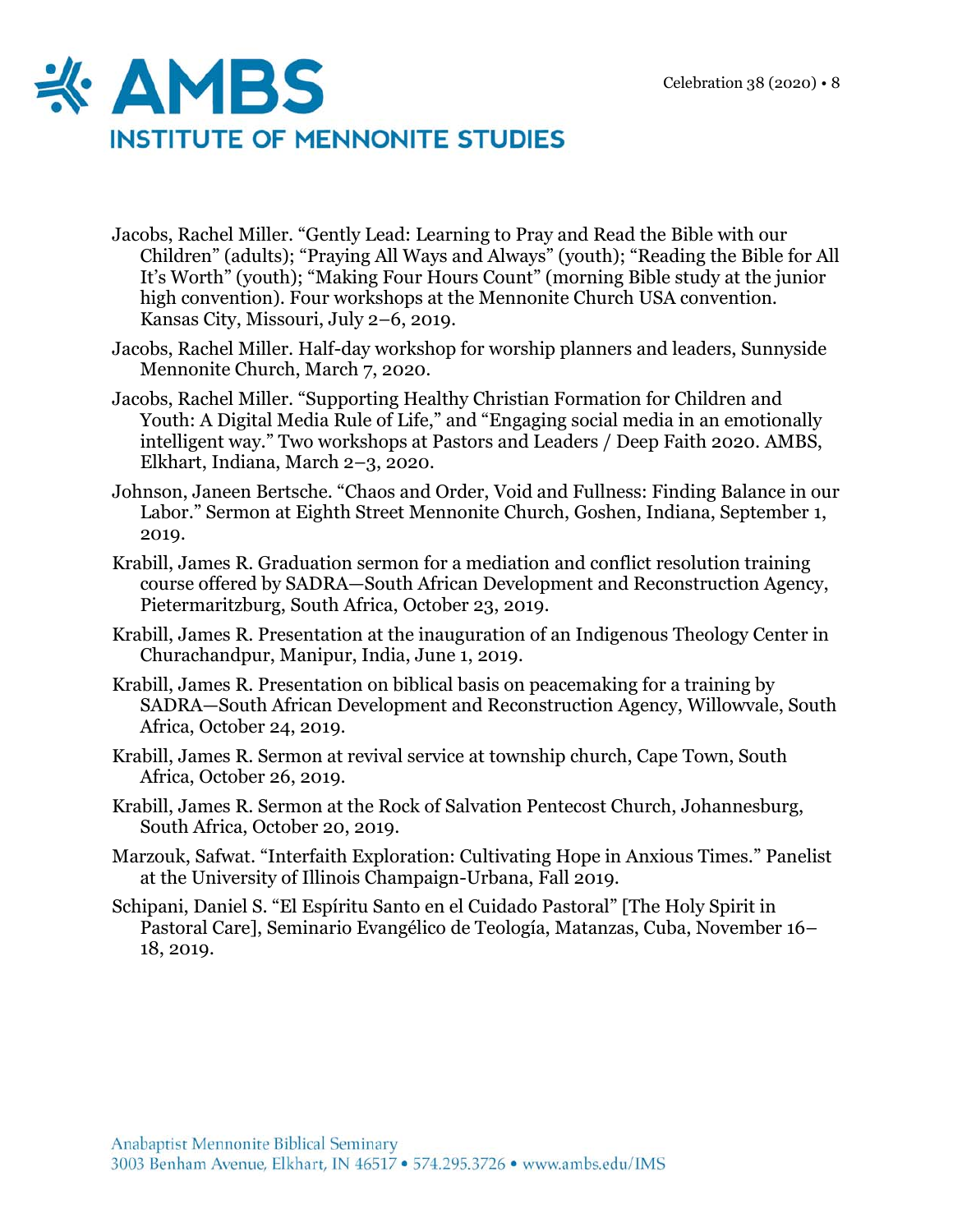Jacobs, Rachel Miller. “Gently Lead: Learning to Pray and Read the Bible with our Children” (adults); “Praying All Ways and Always” (youth); “Reading the Bible for All It’s Worth” (youth); “Making Four Hours Count” (morning Bible study at the junior high convention). Four workshops at the Mennonite Church USA convention. Kansas City, Missouri, July 2–6, 2019.

Jacobs, Rachel Miller. Half-day workshop for worship planners and leaders, Sunnyside Mennonite Church, March 7, 2020.

Jacobs, Rachel Miller. “Supporting Healthy Christian Formation for Children and Youth: A Digital Media Rule of Life,” and “Engaging social media in an emotionally intelligent way.” Two workshops at Pastors and Leaders / Deep Faith 2020. AMBS, Elkhart, Indiana, March 2–3, 2020.

Johnson, Janeen Bertsche. “Chaos and Order, Void and Fullness: Finding Balance in our Labor.” Sermon at Eighth Street Mennonite Church, Goshen, Indiana, September 1, 2019.

Krabill, James R. Graduation sermon for a mediation and conflict resolution training course offered by SADRA—South African Development and Reconstruction Agency, Pietermaritzburg, South Africa, October 23, 2019.

Krabill, James R. Presentation at the inauguration of an Indigenous Theology Center in Churachandpur, Manipur, India, June 1, 2019.

Krabill, James R. Presentation on biblical basis on peacemaking for a training by SADRA—South African Development and Reconstruction Agency, Willowvale, South Africa, October 24, 2019.

Krabill, James R. Sermon at revival service at township church, Cape Town, South Africa, October 26, 2019.

Krabill, James R. Sermon at the Rock of Salvation Pentecost Church, Johannesburg, South Africa, October 20, 2019.

Marzouk, Safwat. “Interfaith Exploration: Cultivating Hope in Anxious Times.” Panelist at the University of Illinois Champaign-Urbana, Fall 2019.

Schipani, Daniel S. “El Espíritu Santo en el Cuidado Pastoral” [The Holy Spirit in Pastoral Care], Seminario Evangélico de Teología, Matanzas, Cuba, November 16–18, 2019.